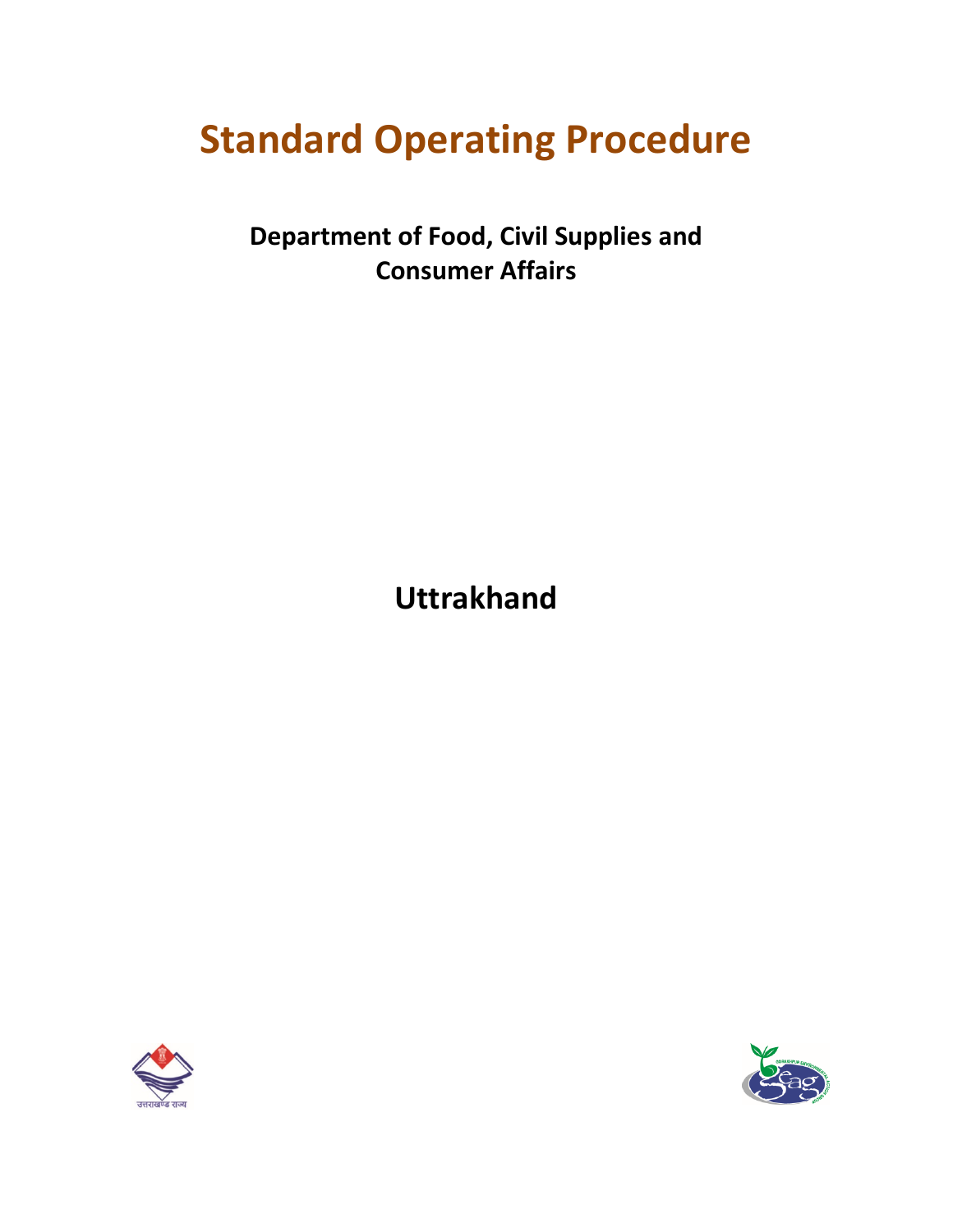# Standard Operating Procedure

**Department of Food, Civil Supplies and Consumer Affairs**

**Uttrakhand**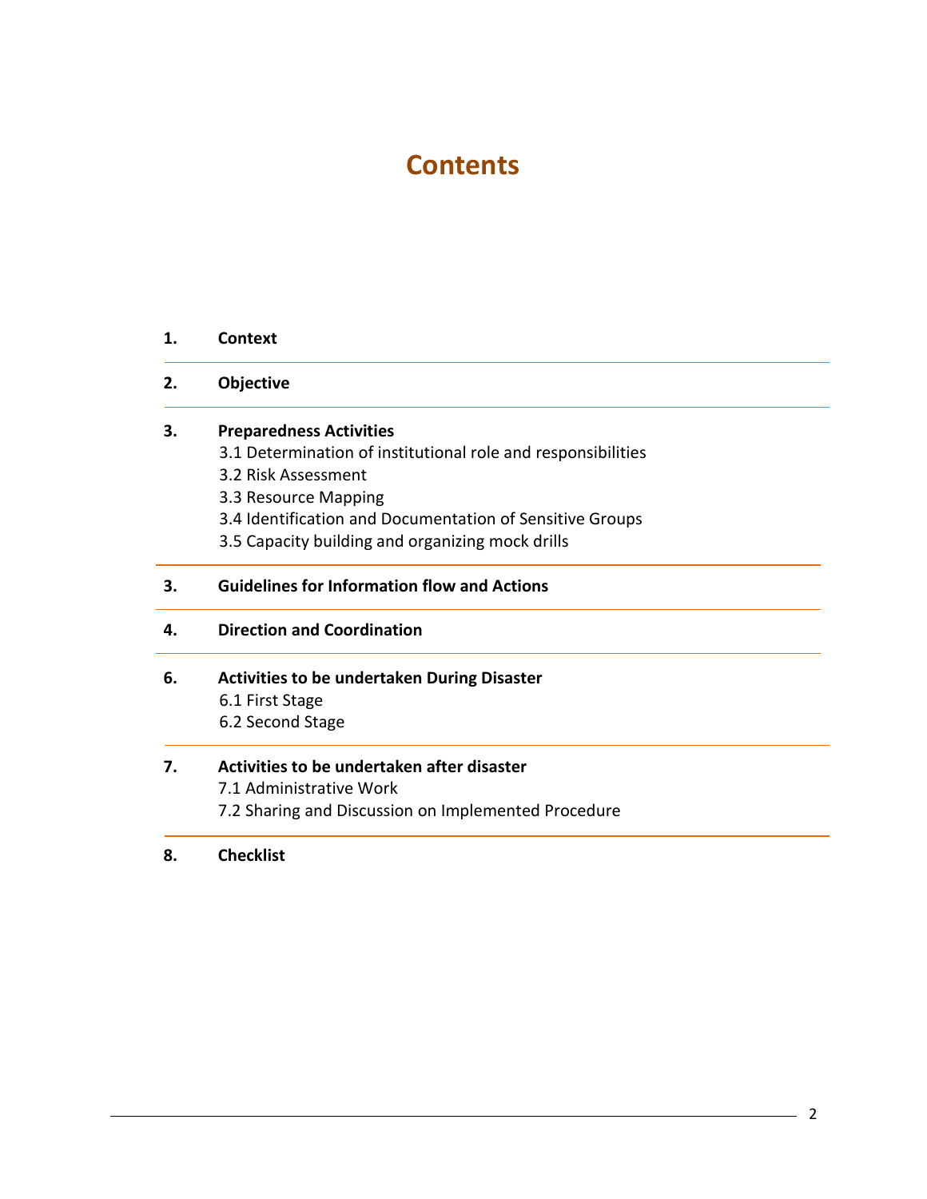# Contents

**1. Context**

**2. Objective**

**3. Preparedness Activities**

3.1 Determination of institutional role and responsibilities
3.2 Risk Assessment
3.3 Resource Mapping
3.4 Identification and Documentation of Sensitive Groups
3.5 Capacity building and organizing mock drills

**3. Guidelines for Information flow and Actions**

**4. Direction and Coordination**

**6. Activities to be undertaken During Disaster**

6.1 First Stage
6.2 Second Stage

**7. Activities to be undertaken after disaster**

7.1 Administrative Work
7.2 Sharing and Discussion on Implemented Procedure

**8. Checklist**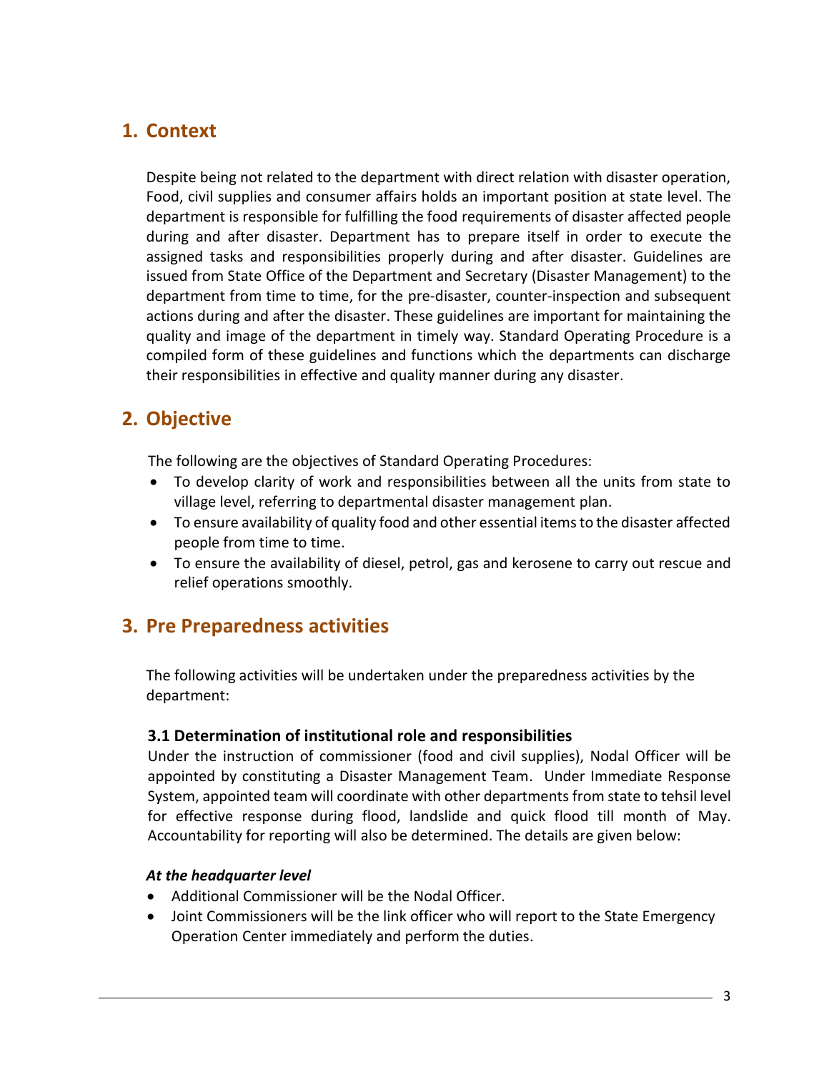## 1. Context

Despite being not related to the department with direct relation with disaster operation, Food, civil supplies and consumer affairs holds an important position at state level. The department is responsible for fulfilling the food requirements of disaster affected people during and after disaster. Department has to prepare itself in order to execute the assigned tasks and responsibilities properly during and after disaster. Guidelines are issued from State Office of the Department and Secretary (Disaster Management) to the department from time to time, for the pre-disaster, counter-inspection and subsequent actions during and after the disaster. These guidelines are important for maintaining the quality and image of the department in timely way. Standard Operating Procedure is a compiled form of these guidelines and functions which the departments can discharge their responsibilities in effective and quality manner during any disaster.

## 2. Objective

The following are the objectives of Standard Operating Procedures:

- To develop clarity of work and responsibilities between all the units from state to village level, referring to departmental disaster management plan.
- To ensure availability of quality food and other essential items to the disaster affected people from time to time.
- To ensure the availability of diesel, petrol, gas and kerosene to carry out rescue and relief operations smoothly.

## 3. Pre Preparedness activities

The following activities will be undertaken under the preparedness activities by the department:

### 3.1 Determination of institutional role and responsibilities

Under the instruction of commissioner (food and civil supplies), Nodal Officer will be appointed by constituting a Disaster Management Team. Under Immediate Response System, appointed team will coordinate with other departments from state to tehsil level for effective response during flood, landslide and quick flood till month of May. Accountability for reporting will also be determined. The details are given below:

***At the headquarter level***

- Additional Commissioner will be the Nodal Officer.
- Joint Commissioners will be the link officer who will report to the State Emergency Operation Center immediately and perform the duties.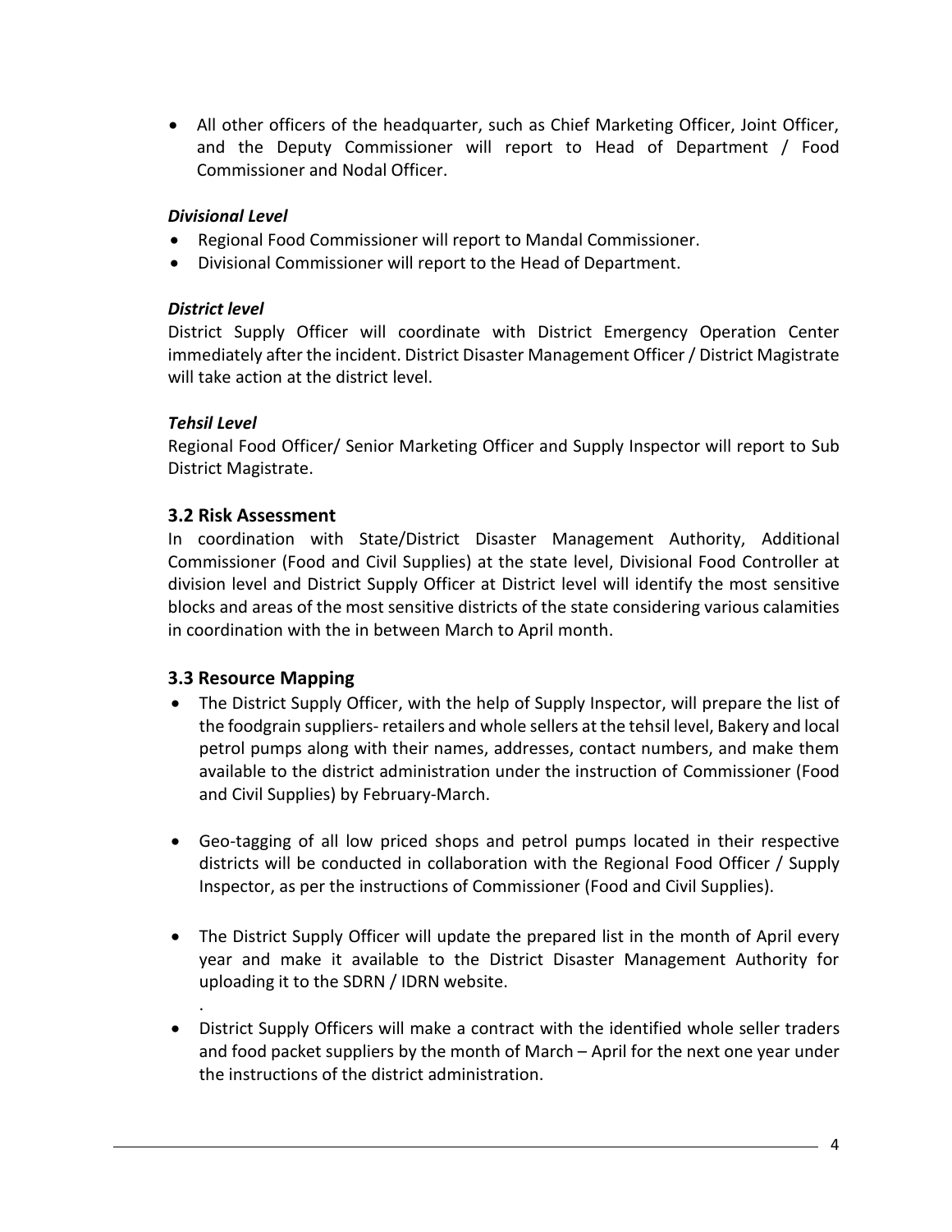- All other officers of the headquarter, such as Chief Marketing Officer, Joint Officer, and the Deputy Commissioner will report to Head of Department / Food Commissioner and Nodal Officer.

***Divisional Level***

- Regional Food Commissioner will report to Mandal Commissioner.
- Divisional Commissioner will report to the Head of Department.

***District level***

District Supply Officer will coordinate with District Emergency Operation Center immediately after the incident. District Disaster Management Officer / District Magistrate will take action at the district level.

***Tehsil Level***

Regional Food Officer/ Senior Marketing Officer and Supply Inspector will report to Sub District Magistrate.

## 3.2 Risk Assessment

In coordination with State/District Disaster Management Authority, Additional Commissioner (Food and Civil Supplies) at the state level, Divisional Food Controller at division level and District Supply Officer at District level will identify the most sensitive blocks and areas of the most sensitive districts of the state considering various calamities in coordination with the in between March to April month.

## 3.3 Resource Mapping

- The District Supply Officer, with the help of Supply Inspector, will prepare the list of the foodgrain suppliers- retailers and whole sellers at the tehsil level, Bakery and local petrol pumps along with their names, addresses, contact numbers, and make them available to the district administration under the instruction of Commissioner (Food and Civil Supplies) by February-March.

- Geo-tagging of all low priced shops and petrol pumps located in their respective districts will be conducted in collaboration with the Regional Food Officer / Supply Inspector, as per the instructions of Commissioner (Food and Civil Supplies).

- The District Supply Officer will update the prepared list in the month of April every year and make it available to the District Disaster Management Authority for uploading it to the SDRN / IDRN website.
  .
- District Supply Officers will make a contract with the identified whole seller traders and food packet suppliers by the month of March – April for the next one year under the instructions of the district administration.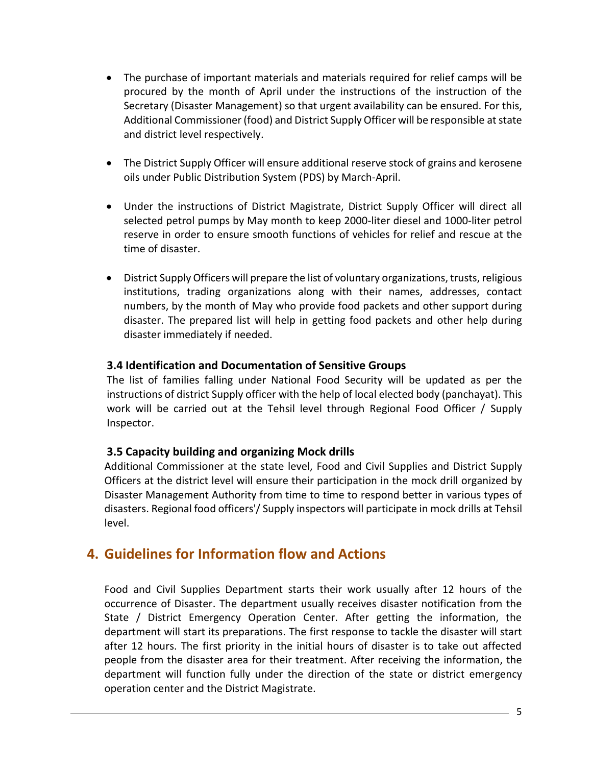- The purchase of important materials and materials required for relief camps will be procured by the month of April under the instructions of the instruction of the Secretary (Disaster Management) so that urgent availability can be ensured. For this, Additional Commissioner (food) and District Supply Officer will be responsible at state and district level respectively.

- The District Supply Officer will ensure additional reserve stock of grains and kerosene oils under Public Distribution System (PDS) by March-April.

- Under the instructions of District Magistrate, District Supply Officer will direct all selected petrol pumps by May month to keep 2000-liter diesel and 1000-liter petrol reserve in order to ensure smooth functions of vehicles for relief and rescue at the time of disaster.

- District Supply Officers will prepare the list of voluntary organizations, trusts, religious institutions, trading organizations along with their names, addresses, contact numbers, by the month of May who provide food packets and other support during disaster. The prepared list will help in getting food packets and other help during disaster immediately if needed.

### 3.4 Identification and Documentation of Sensitive Groups

The list of families falling under National Food Security will be updated as per the instructions of district Supply officer with the help of local elected body (panchayat). This work will be carried out at the Tehsil level through Regional Food Officer / Supply Inspector.

### 3.5 Capacity building and organizing Mock drills

Additional Commissioner at the state level, Food and Civil Supplies and District Supply Officers at the district level will ensure their participation in the mock drill organized by Disaster Management Authority from time to time to respond better in various types of disasters. Regional food officers'/ Supply inspectors will participate in mock drills at Tehsil level.

## 4. Guidelines for Information flow and Actions

Food and Civil Supplies Department starts their work usually after 12 hours of the occurrence of Disaster. The department usually receives disaster notification from the State / District Emergency Operation Center. After getting the information, the department will start its preparations. The first response to tackle the disaster will start after 12 hours. The first priority in the initial hours of disaster is to take out affected people from the disaster area for their treatment. After receiving the information, the department will function fully under the direction of the state or district emergency operation center and the District Magistrate.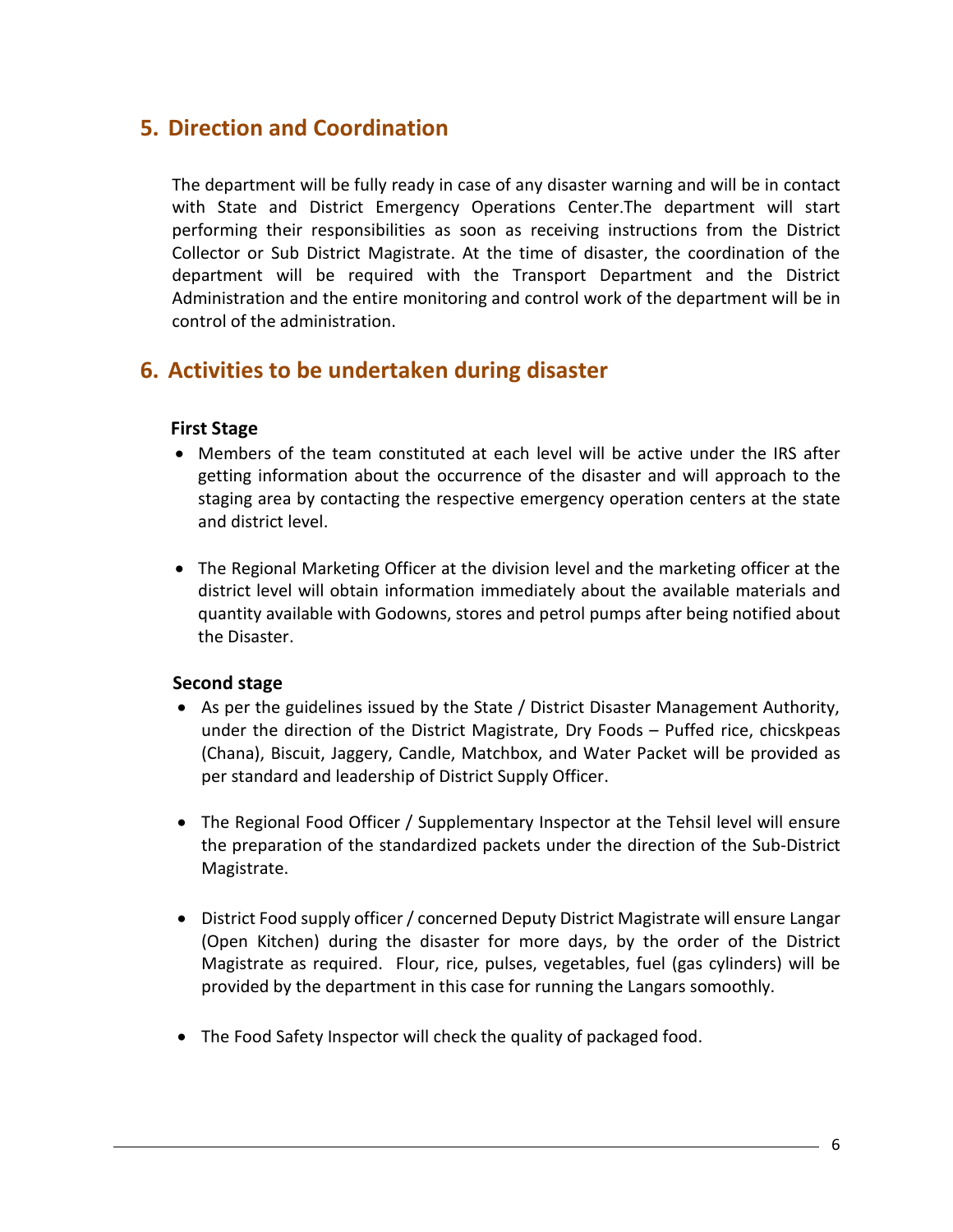## 5. Direction and Coordination

The department will be fully ready in case of any disaster warning and will be in contact with State and District Emergency Operations Center.The department will start performing their responsibilities as soon as receiving instructions from the District Collector or Sub District Magistrate. At the time of disaster, the coordination of the department will be required with the Transport Department and the District Administration and the entire monitoring and control work of the department will be in control of the administration.

## 6. Activities to be undertaken during disaster

**First Stage**

- Members of the team constituted at each level will be active under the IRS after getting information about the occurrence of the disaster and will approach to the staging area by contacting the respective emergency operation centers at the state and district level.
- The Regional Marketing Officer at the division level and the marketing officer at the district level will obtain information immediately about the available materials and quantity available with Godowns, stores and petrol pumps after being notified about the Disaster.

**Second stage**

- As per the guidelines issued by the State / District Disaster Management Authority, under the direction of the District Magistrate, Dry Foods – Puffed rice, chicskpeas (Chana), Biscuit, Jaggery, Candle, Matchbox, and Water Packet will be provided as per standard and leadership of District Supply Officer.
- The Regional Food Officer / Supplementary Inspector at the Tehsil level will ensure the preparation of the standardized packets under the direction of the Sub-District Magistrate.
- District Food supply officer / concerned Deputy District Magistrate will ensure Langar (Open Kitchen) during the disaster for more days, by the order of the District Magistrate as required. Flour, rice, pulses, vegetables, fuel (gas cylinders) will be provided by the department in this case for running the Langars somoothly.
- The Food Safety Inspector will check the quality of packaged food.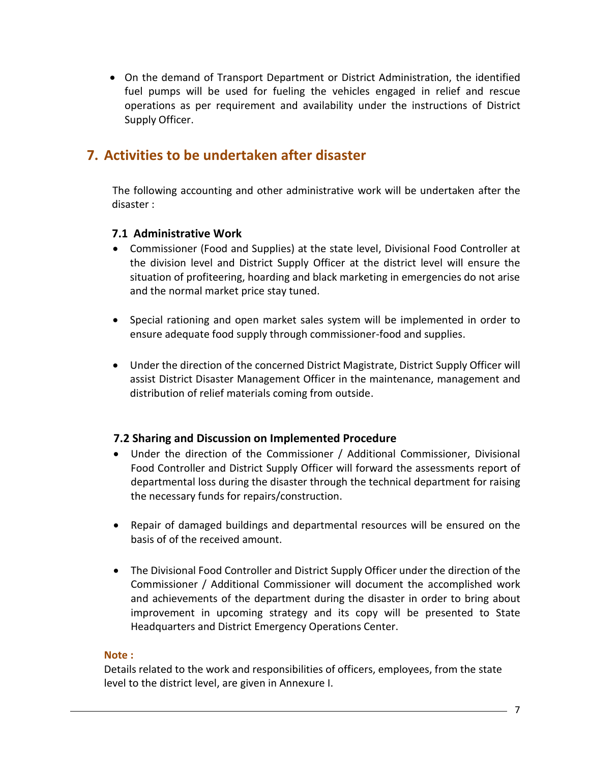- On the demand of Transport Department or District Administration, the identified fuel pumps will be used for fueling the vehicles engaged in relief and rescue operations as per requirement and availability under the instructions of District Supply Officer.

## 7. Activities to be undertaken after disaster

The following accounting and other administrative work will be undertaken after the disaster :

### 7.1 Administrative Work

- Commissioner (Food and Supplies) at the state level, Divisional Food Controller at the division level and District Supply Officer at the district level will ensure the situation of profiteering, hoarding and black marketing in emergencies do not arise and the normal market price stay tuned.

- Special rationing and open market sales system will be implemented in order to ensure adequate food supply through commissioner-food and supplies.

- Under the direction of the concerned District Magistrate, District Supply Officer will assist District Disaster Management Officer in the maintenance, management and distribution of relief materials coming from outside.

### 7.2 Sharing and Discussion on Implemented Procedure

- Under the direction of the Commissioner / Additional Commissioner, Divisional Food Controller and District Supply Officer will forward the assessments report of departmental loss during the disaster through the technical department for raising the necessary funds for repairs/construction.

- Repair of damaged buildings and departmental resources will be ensured on the basis of of the received amount.

- The Divisional Food Controller and District Supply Officer under the direction of the Commissioner / Additional Commissioner will document the accomplished work and achievements of the department during the disaster in order to bring about improvement in upcoming strategy and its copy will be presented to State Headquarters and District Emergency Operations Center.

**Note :**

Details related to the work and responsibilities of officers, employees, from the state level to the district level, are given in Annexure I.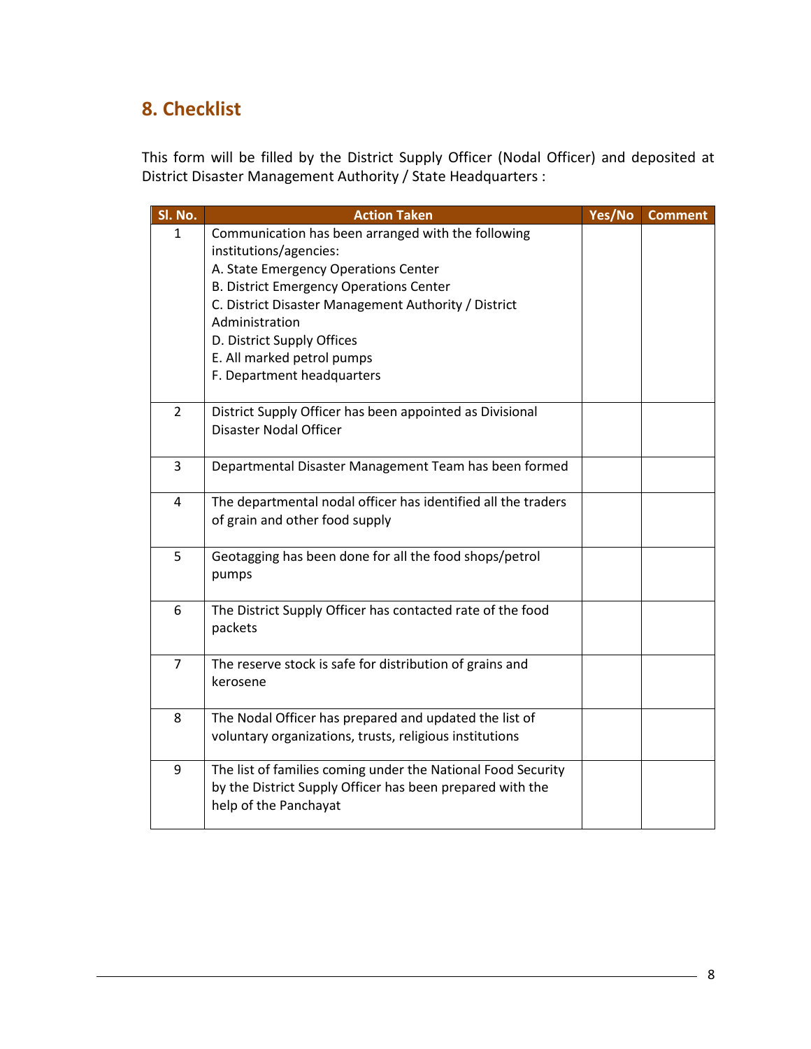## 8. Checklist

This form will be filled by the District Supply Officer (Nodal Officer) and deposited at District Disaster Management Authority / State Headquarters :

| Sl. No. | Action Taken | Yes/No | Comment |
|---|---|---|---|
| 1 | Communication has been arranged with the following institutions/agencies:<br>A. State Emergency Operations Center<br>B. District Emergency Operations Center<br>C. District Disaster Management Authority / District Administration<br>D. District Supply Offices<br>E. All marked petrol pumps<br>F. Department headquarters | | |
| 2 | District Supply Officer has been appointed as Divisional Disaster Nodal Officer | | |
| 3 | Departmental Disaster Management Team has been formed | | |
| 4 | The departmental nodal officer has identified all the traders of grain and other food supply | | |
| 5 | Geotagging has been done for all the food shops/petrol pumps | | |
| 6 | The District Supply Officer has contacted rate of the food packets | | |
| 7 | The reserve stock is safe for distribution of grains and kerosene | | |
| 8 | The Nodal Officer has prepared and updated the list of voluntary organizations, trusts, religious institutions | | |
| 9 | The list of families coming under the National Food Security by the District Supply Officer has been prepared with the help of the Panchayat | | |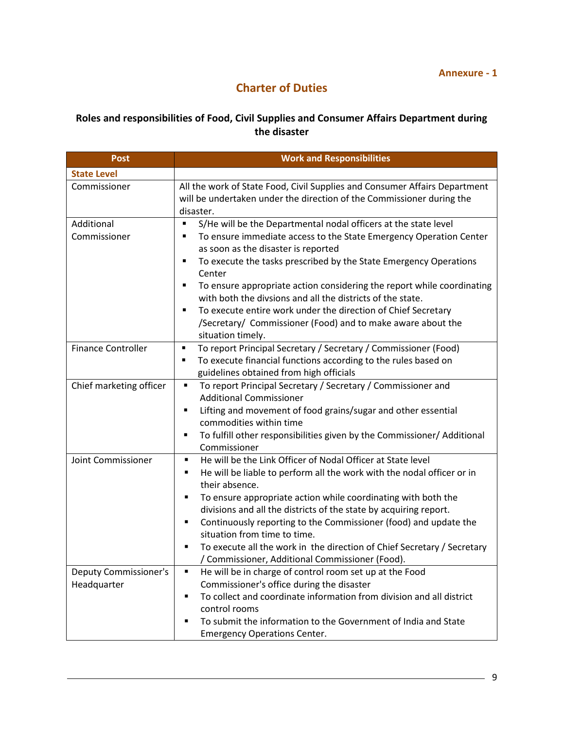**Annexure - 1**

## Charter of Duties

### Roles and responsibilities of Food, Civil Supplies and Consumer Affairs Department during the disaster

| Post | Work and Responsibilities |
|---|---|
| **State Level** | |
| Commissioner | All the work of State Food, Civil Supplies and Consumer Affairs Department will be undertaken under the direction of the Commissioner during the disaster. |
| Additional Commissioner | ▪ S/He will be the Departmental nodal officers at the state level<br>▪ To ensure immediate access to the State Emergency Operation Center as soon as the disaster is reported<br>▪ To execute the tasks prescribed by the State Emergency Operations Center<br>▪ To ensure appropriate action considering the report while coordinating with both the divsions and all the districts of the state.<br>▪ To execute entire work under the direction of Chief Secretary /Secretary/ Commissioner (Food) and to make aware about the situation timely. |
| Finance Controller | ▪ To report Principal Secretary / Secretary / Commissioner (Food)<br>▪ To execute financial functions according to the rules based on guidelines obtained from high officials |
| Chief marketing officer | ▪ To report Principal Secretary / Secretary / Commissioner and Additional Commissioner<br>▪ Lifting and movement of food grains/sugar and other essential commodities within time<br>▪ To fulfill other responsibilities given by the Commissioner/ Additional Commissioner |
| Joint Commissioner | ▪ He will be the Link Officer of Nodal Officer at State level<br>▪ He will be liable to perform all the work with the nodal officer or in their absence.<br>▪ To ensure appropriate action while coordinating with both the divisions and all the districts of the state by acquiring report.<br>▪ Continuously reporting to the Commissioner (food) and update the situation from time to time.<br>▪ To execute all the work in the direction of Chief Secretary / Secretary / Commissioner, Additional Commissioner (Food). |
| Deputy Commissioner's Headquarter | ▪ He will be in charge of control room set up at the Food Commissioner's office during the disaster<br>▪ To collect and coordinate information from division and all district control rooms<br>▪ To submit the information to the Government of India and State Emergency Operations Center. |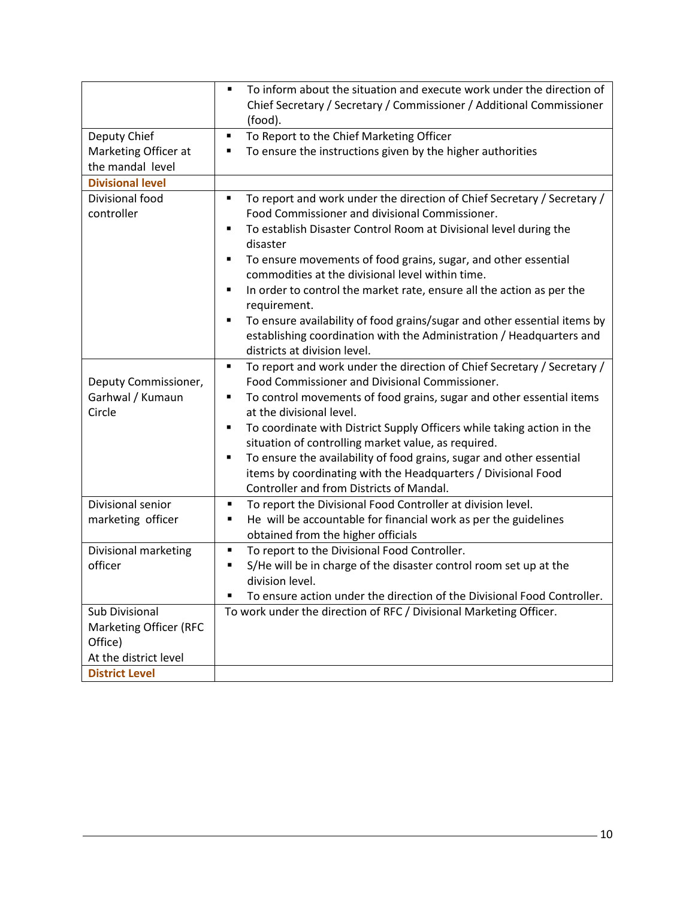| | |
|---|---|
| | ▪ To inform about the situation and execute work under the direction of Chief Secretary / Secretary / Commissioner / Additional Commissioner (food). |
| Deputy Chief Marketing Officer at the mandal level | ▪ To Report to the Chief Marketing Officer<br>▪ To ensure the instructions given by the higher authorities |
| **Divisional level** | |
| Divisional food controller | ▪ To report and work under the direction of Chief Secretary / Secretary / Food Commissioner and divisional Commissioner.<br>▪ To establish Disaster Control Room at Divisional level during the disaster<br>▪ To ensure movements of food grains, sugar, and other essential commodities at the divisional level within time.<br>▪ In order to control the market rate, ensure all the action as per the requirement.<br>▪ To ensure availability of food grains/sugar and other essential items by establishing coordination with the Administration / Headquarters and districts at division level. |
| Deputy Commissioner, Garhwal / Kumaun Circle | ▪ To report and work under the direction of Chief Secretary / Secretary / Food Commissioner and Divisional Commissioner.<br>▪ To control movements of food grains, sugar and other essential items at the divisional level.<br>▪ To coordinate with District Supply Officers while taking action in the situation of controlling market value, as required.<br>▪ To ensure the availability of food grains, sugar and other essential items by coordinating with the Headquarters / Divisional Food Controller and from Districts of Mandal. |
| Divisional senior marketing officer | ▪ To report the Divisional Food Controller at division level.<br>▪ He will be accountable for financial work as per the guidelines obtained from the higher officials |
| Divisional marketing officer | ▪ To report to the Divisional Food Controller.<br>▪ S/He will be in charge of the disaster control room set up at the division level.<br>▪ To ensure action under the direction of the Divisional Food Controller. |
| Sub Divisional Marketing Officer (RFC Office)<br>At the district level | To work under the direction of RFC / Divisional Marketing Officer. |
| **District Level** | |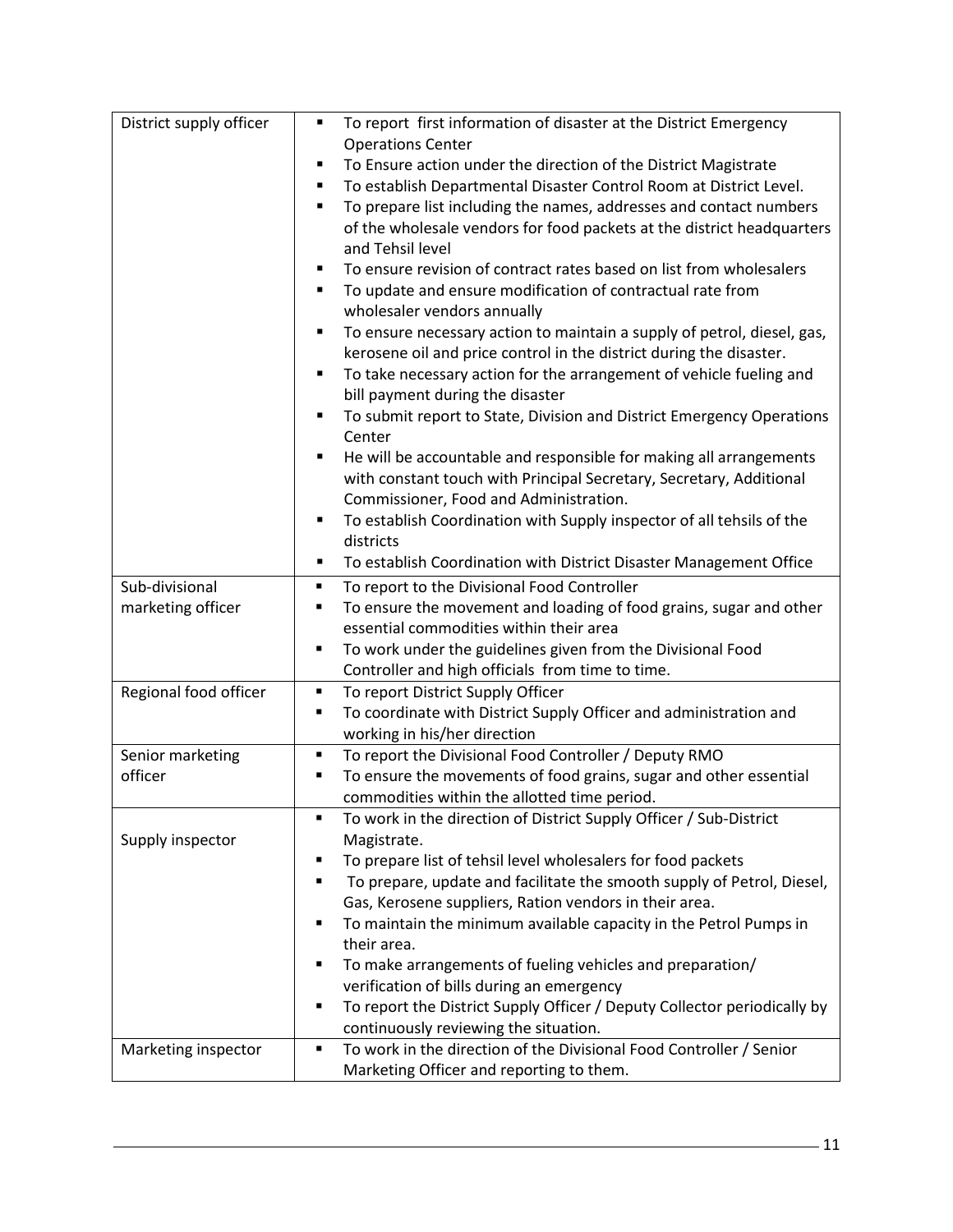| | |
|---|---|
| District supply officer | ▪ To report first information of disaster at the District Emergency Operations Center<br>▪ To Ensure action under the direction of the District Magistrate<br>▪ To establish Departmental Disaster Control Room at District Level.<br>▪ To prepare list including the names, addresses and contact numbers of the wholesale vendors for food packets at the district headquarters and Tehsil level<br>▪ To ensure revision of contract rates based on list from wholesalers<br>▪ To update and ensure modification of contractual rate from wholesaler vendors annually<br>▪ To ensure necessary action to maintain a supply of petrol, diesel, gas, kerosene oil and price control in the district during the disaster.<br>▪ To take necessary action for the arrangement of vehicle fueling and bill payment during the disaster<br>▪ To submit report to State, Division and District Emergency Operations Center<br>▪ He will be accountable and responsible for making all arrangements with constant touch with Principal Secretary, Secretary, Additional Commissioner, Food and Administration.<br>▪ To establish Coordination with Supply inspector of all tehsils of the districts<br>▪ To establish Coordination with District Disaster Management Office |
| Sub-divisional marketing officer | ▪ To report to the Divisional Food Controller<br>▪ To ensure the movement and loading of food grains, sugar and other essential commodities within their area<br>▪ To work under the guidelines given from the Divisional Food Controller and high officials from time to time. |
| Regional food officer | ▪ To report District Supply Officer<br>▪ To coordinate with District Supply Officer and administration and working in his/her direction |
| Senior marketing officer | ▪ To report the Divisional Food Controller / Deputy RMO<br>▪ To ensure the movements of food grains, sugar and other essential commodities within the allotted time period. |
| Supply inspector | ▪ To work in the direction of District Supply Officer / Sub-District Magistrate.<br>▪ To prepare list of tehsil level wholesalers for food packets<br>▪ To prepare, update and facilitate the smooth supply of Petrol, Diesel, Gas, Kerosene suppliers, Ration vendors in their area.<br>▪ To maintain the minimum available capacity in the Petrol Pumps in their area.<br>▪ To make arrangements of fueling vehicles and preparation/ verification of bills during an emergency<br>▪ To report the District Supply Officer / Deputy Collector periodically by continuously reviewing the situation. |
| Marketing inspector | ▪ To work in the direction of the Divisional Food Controller / Senior Marketing Officer and reporting to them. |